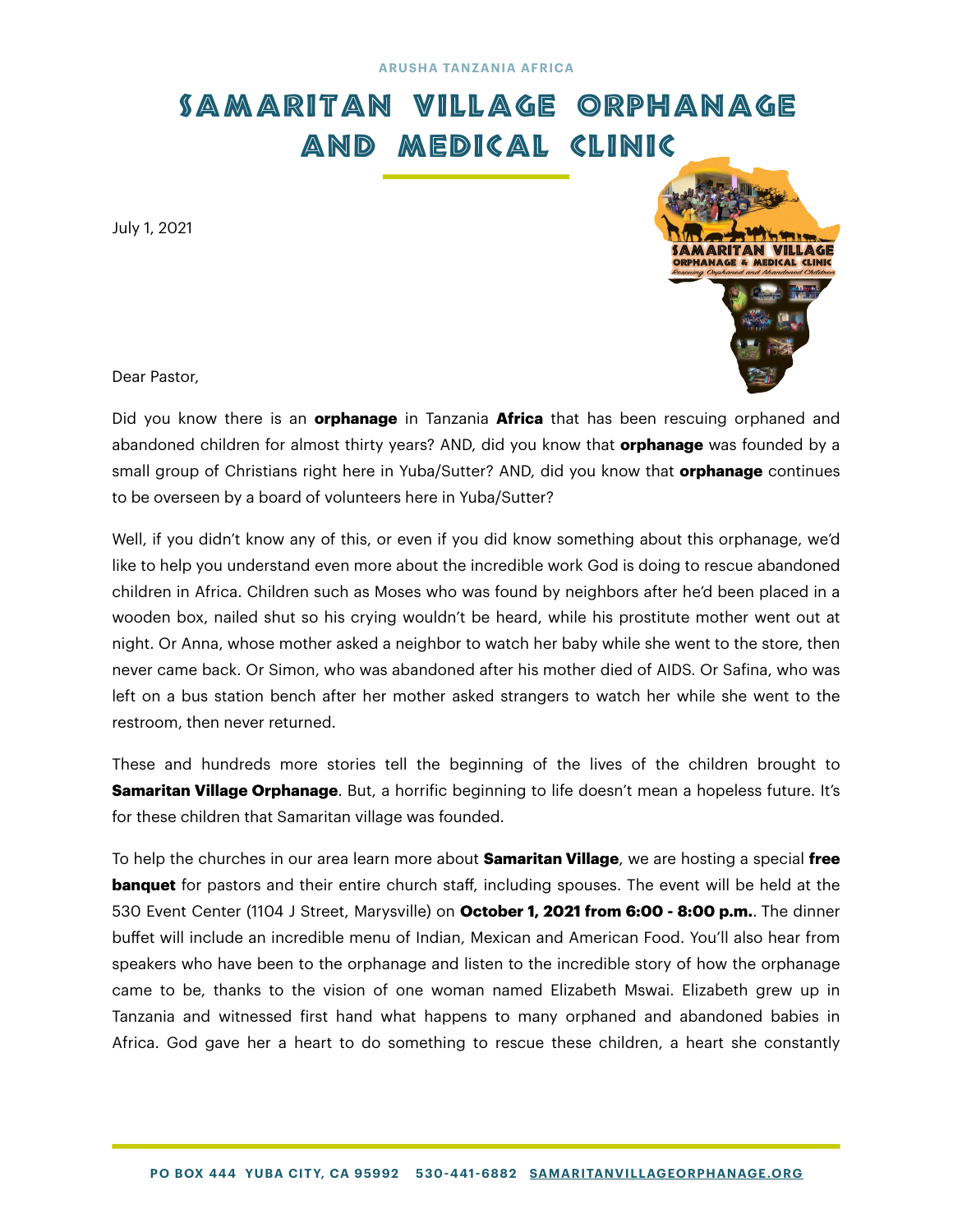ARUSHA TANZANIA AFRICA

# Samaritan Village Orphanage and Medical Clinic

July 1, 2021

Dear Pastor,

Did you know there is an **orphanage** in Tanzania **Africa** that has been rescuing orphaned and abandoned children for almost thirty years? AND, did you know that **orphanage** was founded by a small group of Christians right here in Yuba/Sutter? AND, did you know that **orphanage** continues to be overseen by a board of volunteers here in Yuba/Sutter?

Well, if you didn't know any of this, or even if you did know something about this orphanage, we'd like to help you understand even more about the incredible work God is doing to rescue abandoned children in Africa. Children such as Moses who was found by neighbors after he'd been placed in a wooden box, nailed shut so his crying wouldn't be heard, while his prostitute mother went out at night. Or Anna, whose mother asked a neighbor to watch her baby while she went to the store, then never came back. Or Simon, who was abandoned after his mother died of AIDS. Or Safina, who was left on a bus station bench after her mother asked strangers to watch her while she went to the restroom, then never returned.

These and hundreds more stories tell the beginning of the lives of the children brought to **Samaritan Village Orphanage**. But, a horrific beginning to life doesn't mean a hopeless future. It's for these children that Samaritan village was founded.

To help the churches in our area learn more about **Samaritan Village**, we are hosting a special **free banquet** for pastors and their entire church staff, including spouses. The event will be held at the 530 Event Center (1104 J Street, Marysville) on **October 1, 2021 from 6:00 - 8:00 p.m.**. The dinner buffet will include an incredible menu of Indian, Mexican and American Food. You'll also hear from speakers who have been to the orphanage and listen to the incredible story of how the orphanage came to be, thanks to the vision of one woman named Elizabeth Mswai. Elizabeth grew up in Tanzania and witnessed first hand what happens to many orphaned and abandoned babies in Africa. God gave her a heart to do something to rescue these children, a heart she constantly

PO BOX 444 YUBA CITY, CA 95992 530-441-6882 SAMARITANVILLAGEORPHANAGE.ORG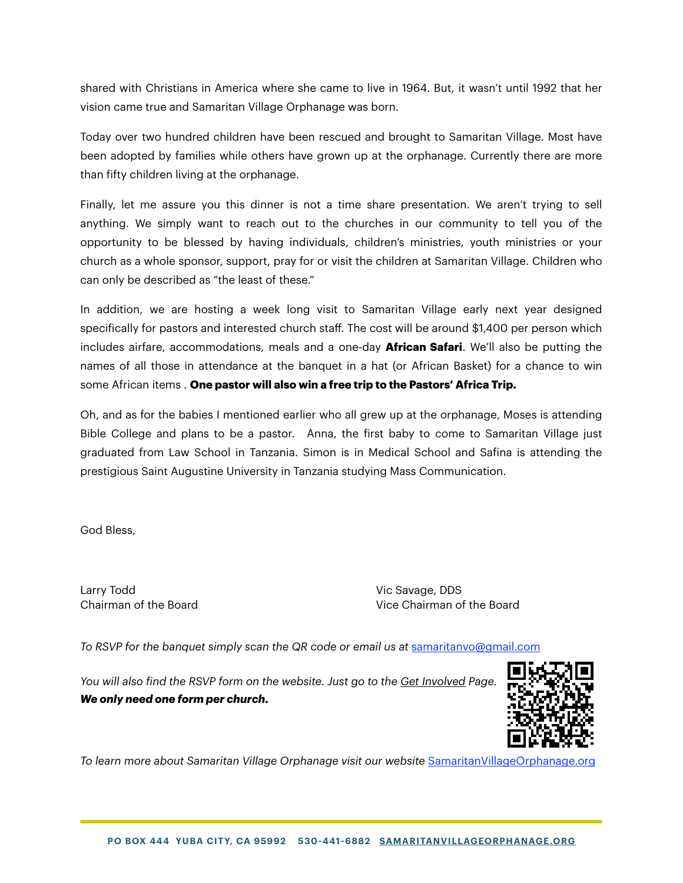shared with Christians in America where she came to live in 1964. But, it wasn't until 1992 that her vision came true and Samaritan Village Orphanage was born.

Today over two hundred children have been rescued and brought to Samaritan Village. Most have been adopted by families while others have grown up at the orphanage. Currently there are more than fifty children living at the orphanage.

Finally, let me assure you this dinner is not a time share presentation. We aren't trying to sell anything. We simply want to reach out to the churches in our community to tell you of the opportunity to be blessed by having individuals, children's ministries, youth ministries or your church as a whole sponsor, support, pray for or visit the children at Samaritan Village. Children who can only be described as "the least of these."

In addition, we are hosting a week long visit to Samaritan Village early next year designed specifically for pastors and interested church staff. The cost will be around $1,400 per person which includes airfare, accommodations, meals and a one-day **African Safari**. We'll also be putting the names of all those in attendance at the banquet in a hat (or African Basket) for a chance to win some African items . **One pastor will also win a free trip to the Pastors' Africa Trip.**

Oh, and as for the babies I mentioned earlier who all grew up at the orphanage, Moses is attending Bible College and plans to be a pastor. Anna, the first baby to come to Samaritan Village just graduated from Law School in Tanzania. Simon is in Medical School and Safina is attending the prestigious Saint Augustine University in Tanzania studying Mass Communication.

God Bless,

Larry Todd
Chairman of the Board

Vic Savage, DDS
Vice Chairman of the Board

*To RSVP for the banquet simply scan the QR code or email us at* samaritanvo@gmail.com

*You will also find the RSVP form on the website. Just go to the Get Involved Page.*
***We only need one form per church.***

*To learn more about Samaritan Village Orphanage visit our website* SamaritanVillageOrphanage.org

PO BOX 444 YUBA CITY, CA 95992 530-441-6882 SAMARITANVILLAGEORPHANAGE.ORG